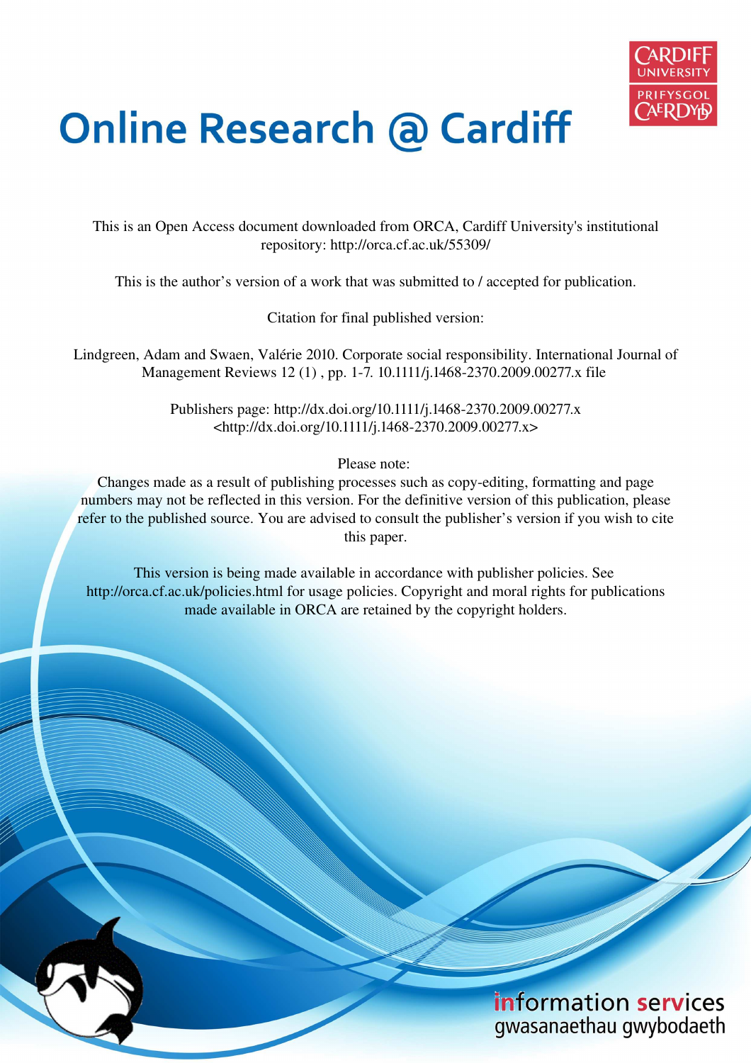# Online Research @ Cardiff

This is an Open Access document downloaded from ORCA, Cardiff University's institutional repository: http://orca.cf.ac.uk/55309/

This is the author's version of a work that was submitted to / accepted for publication.

Citation for final published version:

Lindgreen, Adam and Swaen, Valérie 2010. Corporate social responsibility. International Journal of Management Reviews 12 (1) , pp. 1-7. 10.1111/j.1468-2370.2009.00277.x file

Publishers page: http://dx.doi.org/10.1111/j.1468-2370.2009.00277.x <http://dx.doi.org/10.1111/j.1468-2370.2009.00277.x>

Please note:
Changes made as a result of publishing processes such as copy-editing, formatting and page numbers may not be reflected in this version. For the definitive version of this publication, please refer to the published source. You are advised to consult the publisher's version if you wish to cite this paper.

This version is being made available in accordance with publisher policies. See http://orca.cf.ac.uk/policies.html for usage policies. Copyright and moral rights for publications made available in ORCA are retained by the copyright holders.

information services
gwasanaethau gwybodaeth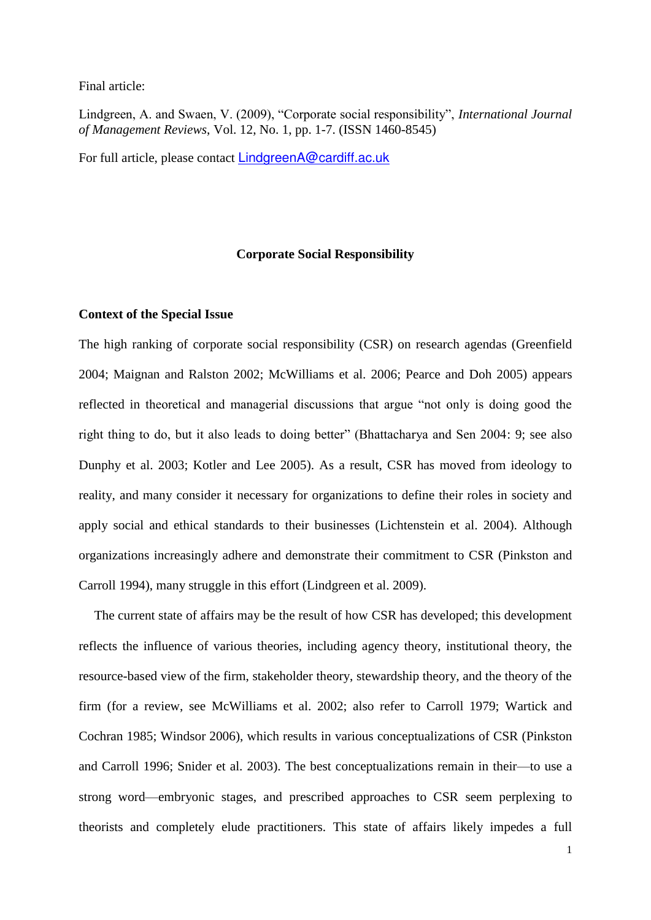Final article:

Lindgreen, A. and Swaen, V. (2009), "Corporate social responsibility", *International Journal of Management Reviews*, Vol. 12, No. 1, pp. 1-7. (ISSN 1460-8545)

For full article, please contact LindgreenA@cardiff.ac.uk

# Corporate Social Responsibility

## Context of the Special Issue

The high ranking of corporate social responsibility (CSR) on research agendas (Greenfield 2004; Maignan and Ralston 2002; McWilliams et al. 2006; Pearce and Doh 2005) appears reflected in theoretical and managerial discussions that argue "not only is doing good the right thing to do, but it also leads to doing better" (Bhattacharya and Sen 2004: 9; see also Dunphy et al. 2003; Kotler and Lee 2005). As a result, CSR has moved from ideology to reality, and many consider it necessary for organizations to define their roles in society and apply social and ethical standards to their businesses (Lichtenstein et al. 2004). Although organizations increasingly adhere and demonstrate their commitment to CSR (Pinkston and Carroll 1994), many struggle in this effort (Lindgreen et al. 2009).

The current state of affairs may be the result of how CSR has developed; this development reflects the influence of various theories, including agency theory, institutional theory, the resource-based view of the firm, stakeholder theory, stewardship theory, and the theory of the firm (for a review, see McWilliams et al. 2002; also refer to Carroll 1979; Wartick and Cochran 1985; Windsor 2006), which results in various conceptualizations of CSR (Pinkston and Carroll 1996; Snider et al. 2003). The best conceptualizations remain in their—to use a strong word—embryonic stages, and prescribed approaches to CSR seem perplexing to theorists and completely elude practitioners. This state of affairs likely impedes a full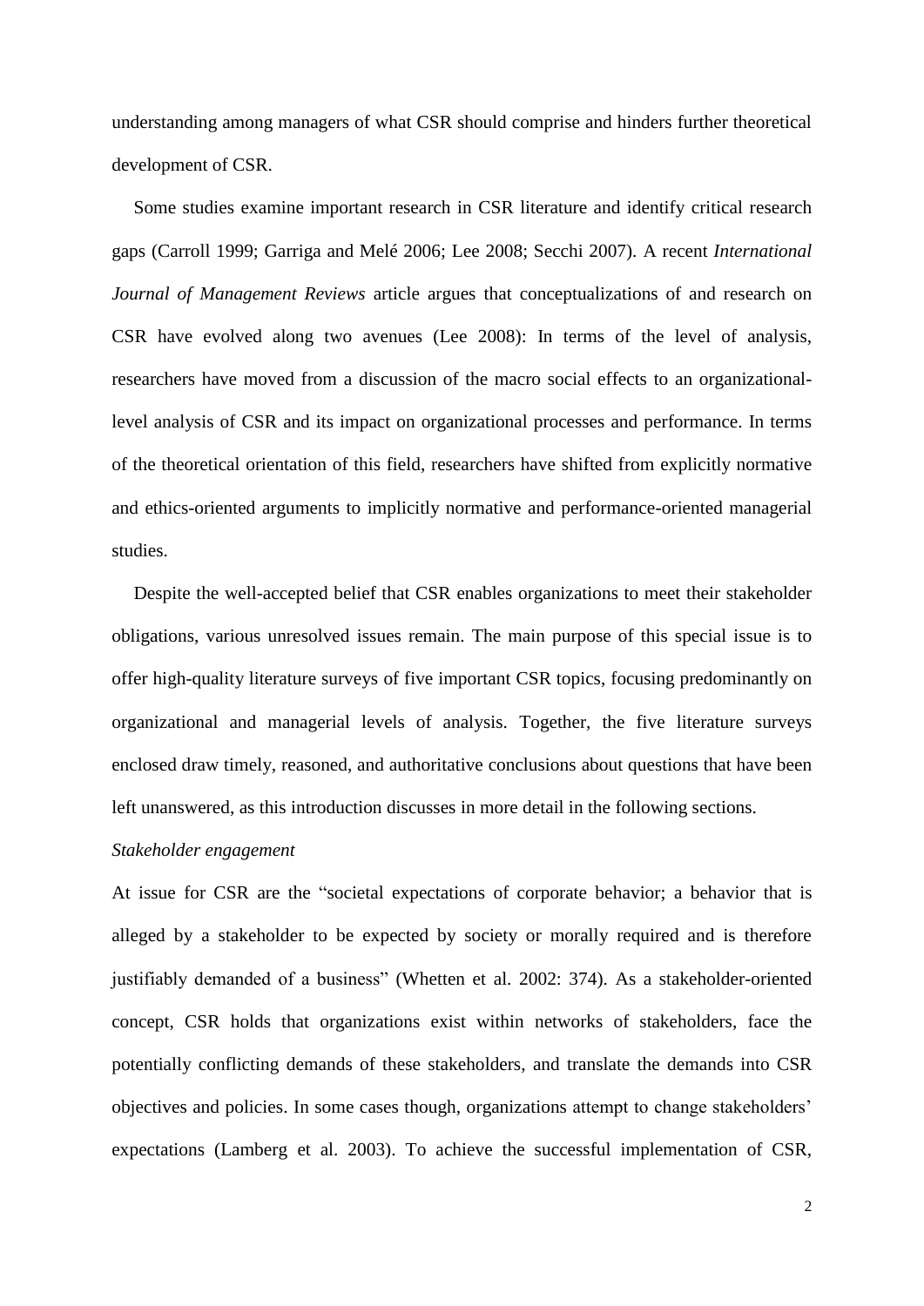understanding among managers of what CSR should comprise and hinders further theoretical development of CSR.

Some studies examine important research in CSR literature and identify critical research gaps (Carroll 1999; Garriga and Melé 2006; Lee 2008; Secchi 2007). A recent *International Journal of Management Reviews* article argues that conceptualizations of and research on CSR have evolved along two avenues (Lee 2008): In terms of the level of analysis, researchers have moved from a discussion of the macro social effects to an organizational-level analysis of CSR and its impact on organizational processes and performance. In terms of the theoretical orientation of this field, researchers have shifted from explicitly normative and ethics-oriented arguments to implicitly normative and performance-oriented managerial studies.

Despite the well-accepted belief that CSR enables organizations to meet their stakeholder obligations, various unresolved issues remain. The main purpose of this special issue is to offer high-quality literature surveys of five important CSR topics, focusing predominantly on organizational and managerial levels of analysis. Together, the five literature surveys enclosed draw timely, reasoned, and authoritative conclusions about questions that have been left unanswered, as this introduction discusses in more detail in the following sections.

*Stakeholder engagement*

At issue for CSR are the "societal expectations of corporate behavior; a behavior that is alleged by a stakeholder to be expected by society or morally required and is therefore justifiably demanded of a business" (Whetten et al. 2002: 374). As a stakeholder-oriented concept, CSR holds that organizations exist within networks of stakeholders, face the potentially conflicting demands of these stakeholders, and translate the demands into CSR objectives and policies. In some cases though, organizations attempt to change stakeholders' expectations (Lamberg et al. 2003). To achieve the successful implementation of CSR,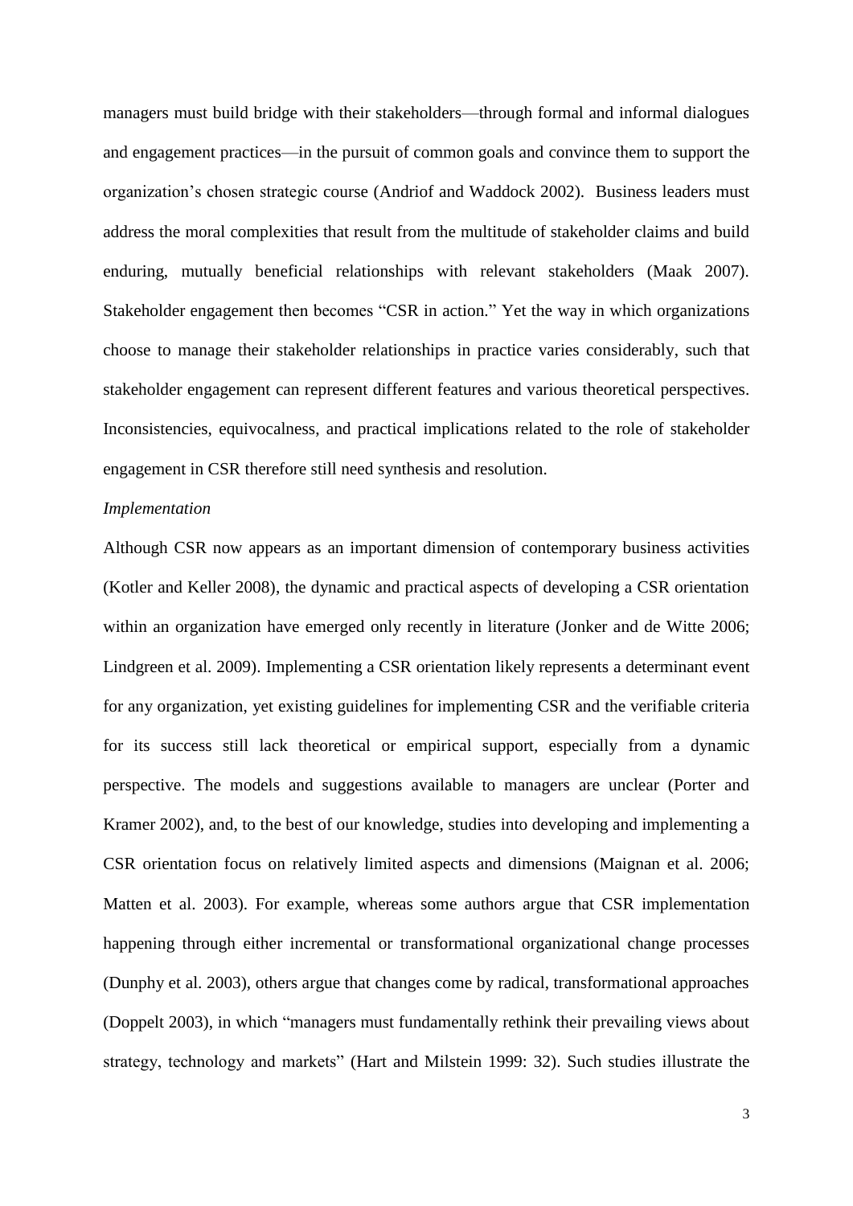managers must build bridge with their stakeholders—through formal and informal dialogues and engagement practices—in the pursuit of common goals and convince them to support the organization's chosen strategic course (Andriof and Waddock 2002). Business leaders must address the moral complexities that result from the multitude of stakeholder claims and build enduring, mutually beneficial relationships with relevant stakeholders (Maak 2007). Stakeholder engagement then becomes "CSR in action." Yet the way in which organizations choose to manage their stakeholder relationships in practice varies considerably, such that stakeholder engagement can represent different features and various theoretical perspectives. Inconsistencies, equivocalness, and practical implications related to the role of stakeholder engagement in CSR therefore still need synthesis and resolution.

*Implementation*

Although CSR now appears as an important dimension of contemporary business activities (Kotler and Keller 2008), the dynamic and practical aspects of developing a CSR orientation within an organization have emerged only recently in literature (Jonker and de Witte 2006; Lindgreen et al. 2009). Implementing a CSR orientation likely represents a determinant event for any organization, yet existing guidelines for implementing CSR and the verifiable criteria for its success still lack theoretical or empirical support, especially from a dynamic perspective. The models and suggestions available to managers are unclear (Porter and Kramer 2002), and, to the best of our knowledge, studies into developing and implementing a CSR orientation focus on relatively limited aspects and dimensions (Maignan et al. 2006; Matten et al. 2003). For example, whereas some authors argue that CSR implementation happening through either incremental or transformational organizational change processes (Dunphy et al. 2003), others argue that changes come by radical, transformational approaches (Doppelt 2003), in which "managers must fundamentally rethink their prevailing views about strategy, technology and markets" (Hart and Milstein 1999: 32). Such studies illustrate the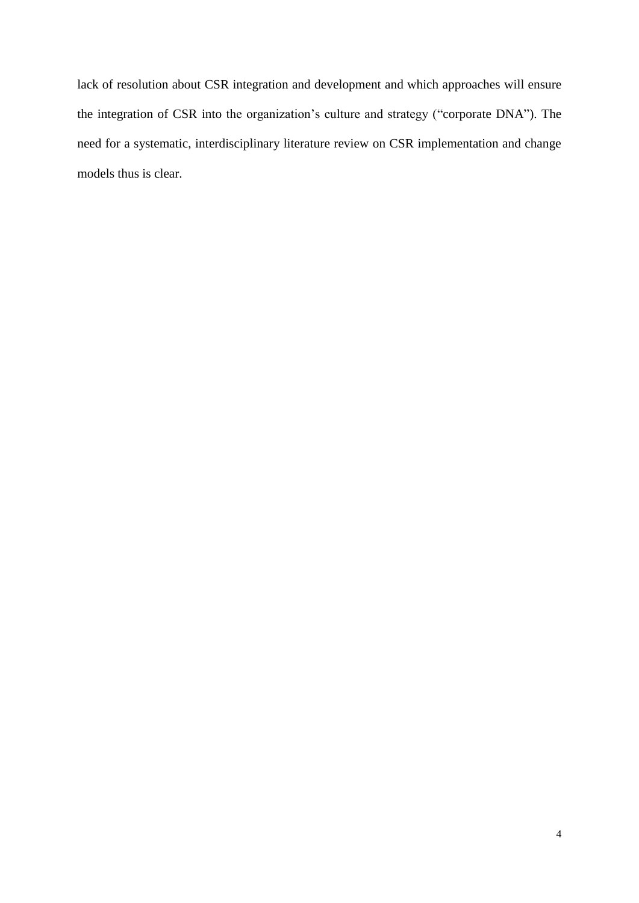lack of resolution about CSR integration and development and which approaches will ensure the integration of CSR into the organization's culture and strategy ("corporate DNA"). The need for a systematic, interdisciplinary literature review on CSR implementation and change models thus is clear.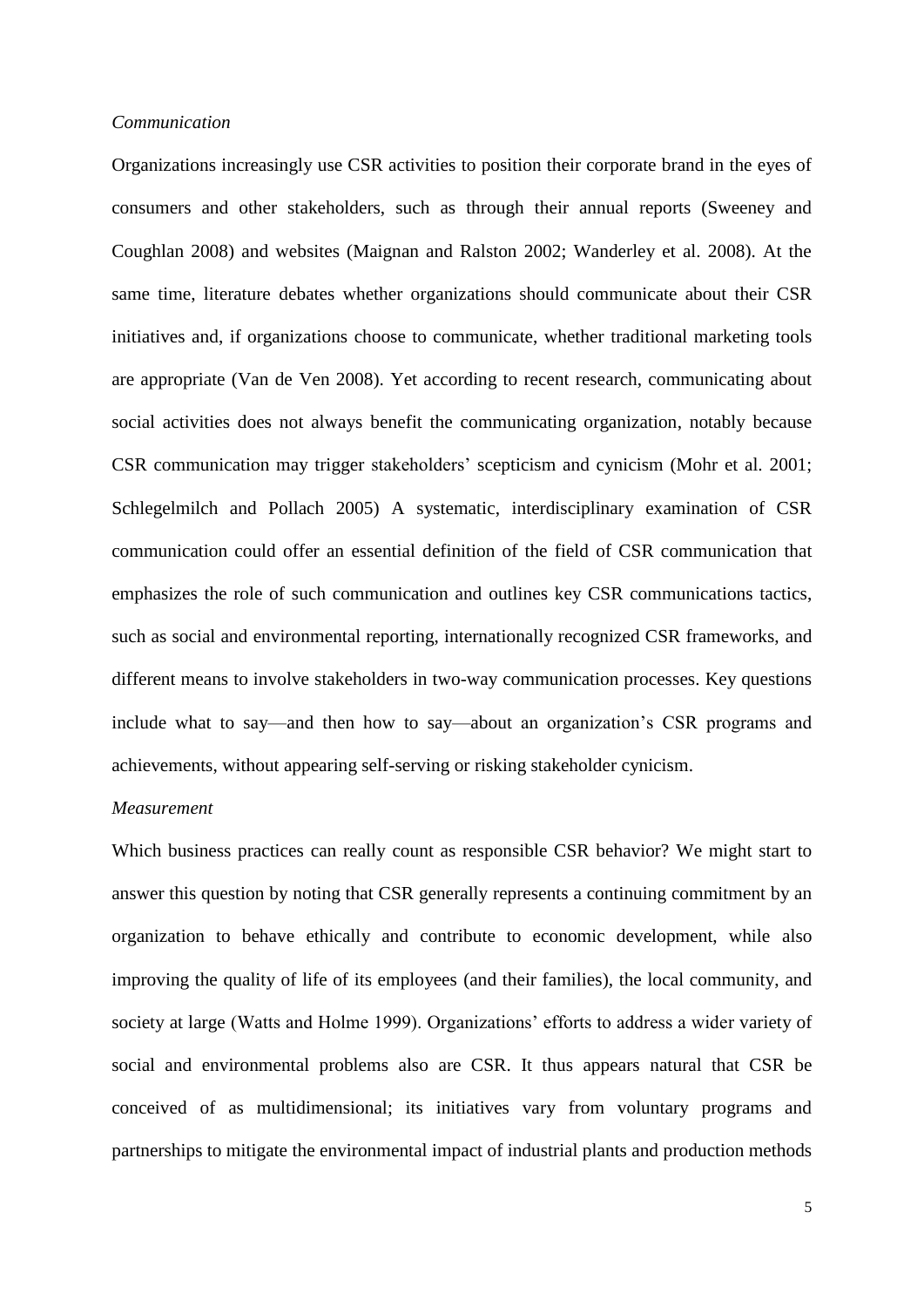*Communication*

Organizations increasingly use CSR activities to position their corporate brand in the eyes of consumers and other stakeholders, such as through their annual reports (Sweeney and Coughlan 2008) and websites (Maignan and Ralston 2002; Wanderley et al. 2008). At the same time, literature debates whether organizations should communicate about their CSR initiatives and, if organizations choose to communicate, whether traditional marketing tools are appropriate (Van de Ven 2008). Yet according to recent research, communicating about social activities does not always benefit the communicating organization, notably because CSR communication may trigger stakeholders' scepticism and cynicism (Mohr et al. 2001; Schlegelmilch and Pollach 2005) A systematic, interdisciplinary examination of CSR communication could offer an essential definition of the field of CSR communication that emphasizes the role of such communication and outlines key CSR communications tactics, such as social and environmental reporting, internationally recognized CSR frameworks, and different means to involve stakeholders in two-way communication processes. Key questions include what to say—and then how to say—about an organization's CSR programs and achievements, without appearing self-serving or risking stakeholder cynicism.

*Measurement*

Which business practices can really count as responsible CSR behavior? We might start to answer this question by noting that CSR generally represents a continuing commitment by an organization to behave ethically and contribute to economic development, while also improving the quality of life of its employees (and their families), the local community, and society at large (Watts and Holme 1999). Organizations' efforts to address a wider variety of social and environmental problems also are CSR. It thus appears natural that CSR be conceived of as multidimensional; its initiatives vary from voluntary programs and partnerships to mitigate the environmental impact of industrial plants and production methods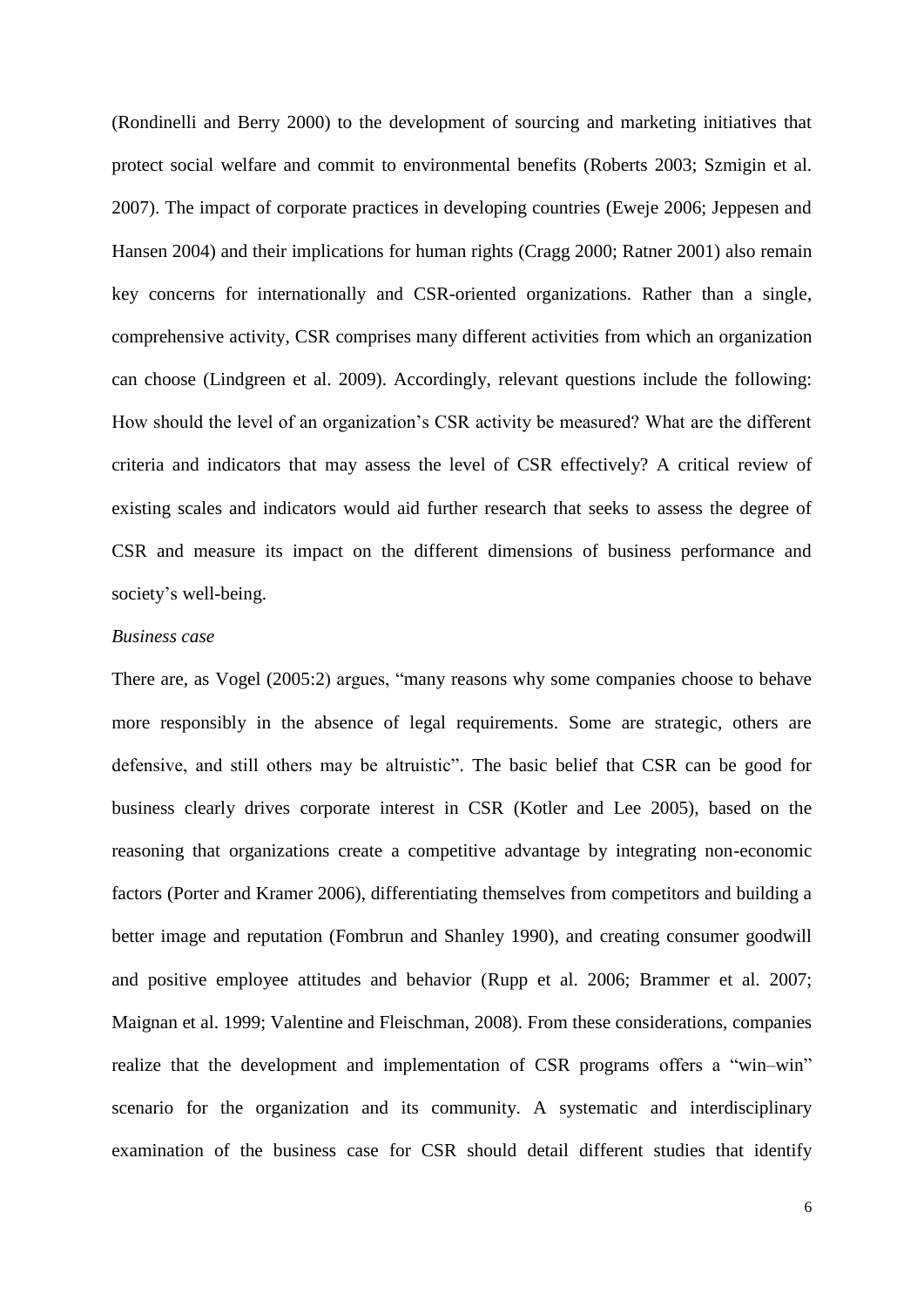(Rondinelli and Berry 2000) to the development of sourcing and marketing initiatives that protect social welfare and commit to environmental benefits (Roberts 2003; Szmigin et al. 2007). The impact of corporate practices in developing countries (Eweje 2006; Jeppesen and Hansen 2004) and their implications for human rights (Cragg 2000; Ratner 2001) also remain key concerns for internationally and CSR-oriented organizations. Rather than a single, comprehensive activity, CSR comprises many different activities from which an organization can choose (Lindgreen et al. 2009). Accordingly, relevant questions include the following: How should the level of an organization's CSR activity be measured? What are the different criteria and indicators that may assess the level of CSR effectively? A critical review of existing scales and indicators would aid further research that seeks to assess the degree of CSR and measure its impact on the different dimensions of business performance and society's well-being.

*Business case*

There are, as Vogel (2005:2) argues, "many reasons why some companies choose to behave more responsibly in the absence of legal requirements. Some are strategic, others are defensive, and still others may be altruistic". The basic belief that CSR can be good for business clearly drives corporate interest in CSR (Kotler and Lee 2005), based on the reasoning that organizations create a competitive advantage by integrating non-economic factors (Porter and Kramer 2006), differentiating themselves from competitors and building a better image and reputation (Fombrun and Shanley 1990), and creating consumer goodwill and positive employee attitudes and behavior (Rupp et al. 2006; Brammer et al. 2007; Maignan et al. 1999; Valentine and Fleischman, 2008). From these considerations, companies realize that the development and implementation of CSR programs offers a "win–win" scenario for the organization and its community. A systematic and interdisciplinary examination of the business case for CSR should detail different studies that identify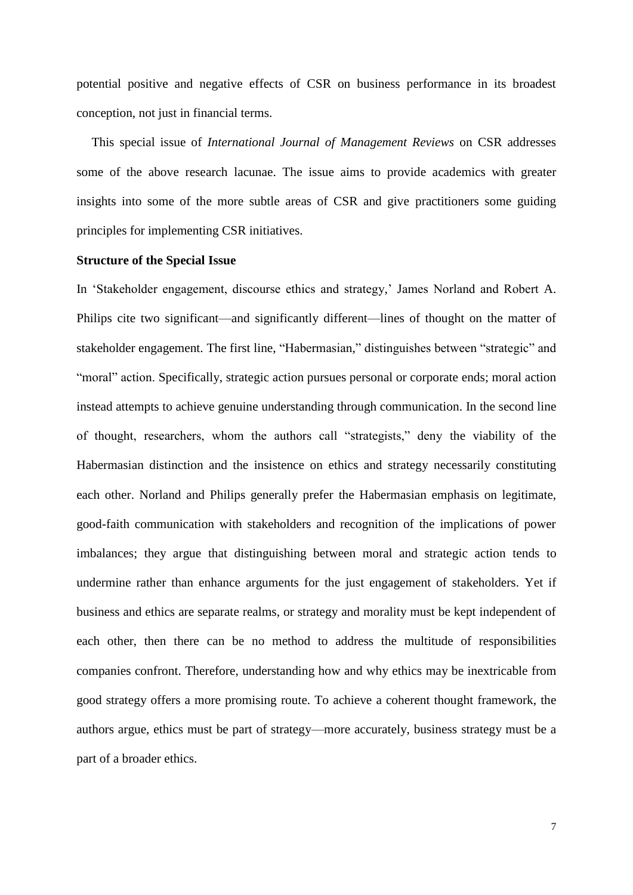potential positive and negative effects of CSR on business performance in its broadest conception, not just in financial terms.

This special issue of *International Journal of Management Reviews* on CSR addresses some of the above research lacunae. The issue aims to provide academics with greater insights into some of the more subtle areas of CSR and give practitioners some guiding principles for implementing CSR initiatives.

**Structure of the Special Issue**

In 'Stakeholder engagement, discourse ethics and strategy,' James Norland and Robert A. Philips cite two significant—and significantly different—lines of thought on the matter of stakeholder engagement. The first line, "Habermasian," distinguishes between "strategic" and "moral" action. Specifically, strategic action pursues personal or corporate ends; moral action instead attempts to achieve genuine understanding through communication. In the second line of thought, researchers, whom the authors call "strategists," deny the viability of the Habermasian distinction and the insistence on ethics and strategy necessarily constituting each other. Norland and Philips generally prefer the Habermasian emphasis on legitimate, good-faith communication with stakeholders and recognition of the implications of power imbalances; they argue that distinguishing between moral and strategic action tends to undermine rather than enhance arguments for the just engagement of stakeholders. Yet if business and ethics are separate realms, or strategy and morality must be kept independent of each other, then there can be no method to address the multitude of responsibilities companies confront. Therefore, understanding how and why ethics may be inextricable from good strategy offers a more promising route. To achieve a coherent thought framework, the authors argue, ethics must be part of strategy—more accurately, business strategy must be a part of a broader ethics.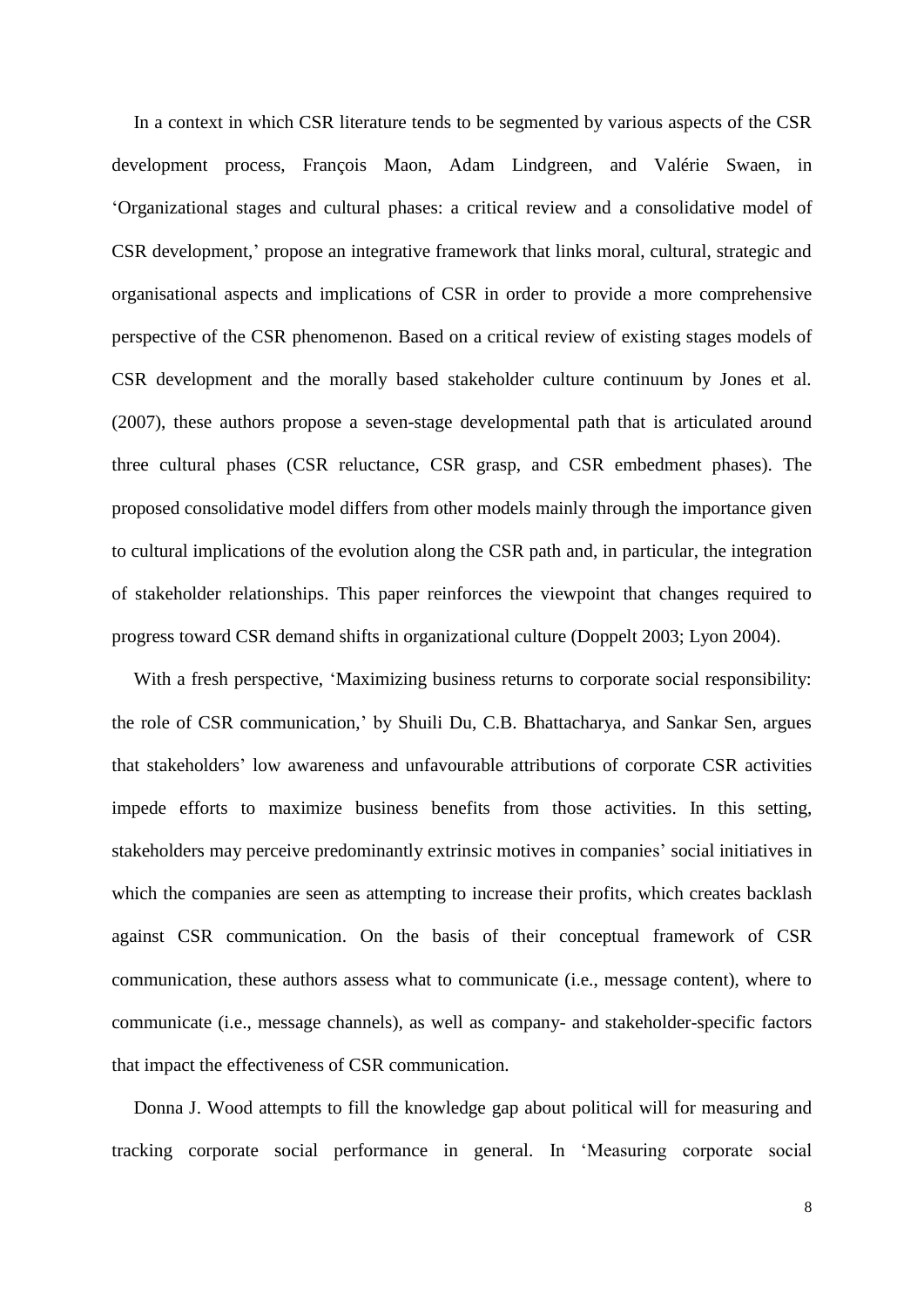In a context in which CSR literature tends to be segmented by various aspects of the CSR development process, François Maon, Adam Lindgreen, and Valérie Swaen, in 'Organizational stages and cultural phases: a critical review and a consolidative model of CSR development,' propose an integrative framework that links moral, cultural, strategic and organisational aspects and implications of CSR in order to provide a more comprehensive perspective of the CSR phenomenon. Based on a critical review of existing stages models of CSR development and the morally based stakeholder culture continuum by Jones et al. (2007), these authors propose a seven-stage developmental path that is articulated around three cultural phases (CSR reluctance, CSR grasp, and CSR embedment phases). The proposed consolidative model differs from other models mainly through the importance given to cultural implications of the evolution along the CSR path and, in particular, the integration of stakeholder relationships. This paper reinforces the viewpoint that changes required to progress toward CSR demand shifts in organizational culture (Doppelt 2003; Lyon 2004).

With a fresh perspective, 'Maximizing business returns to corporate social responsibility: the role of CSR communication,' by Shuili Du, C.B. Bhattacharya, and Sankar Sen, argues that stakeholders' low awareness and unfavourable attributions of corporate CSR activities impede efforts to maximize business benefits from those activities. In this setting, stakeholders may perceive predominantly extrinsic motives in companies' social initiatives in which the companies are seen as attempting to increase their profits, which creates backlash against CSR communication. On the basis of their conceptual framework of CSR communication, these authors assess what to communicate (i.e., message content), where to communicate (i.e., message channels), as well as company- and stakeholder-specific factors that impact the effectiveness of CSR communication.

Donna J. Wood attempts to fill the knowledge gap about political will for measuring and tracking corporate social performance in general. In 'Measuring corporate social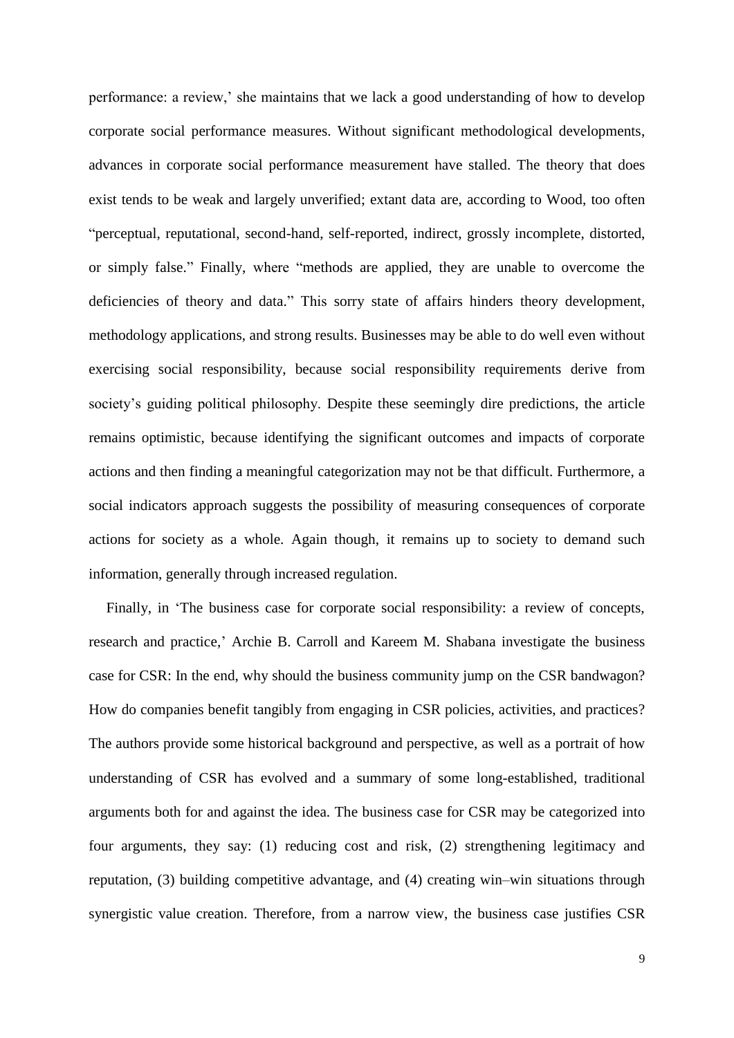performance: a review,' she maintains that we lack a good understanding of how to develop corporate social performance measures. Without significant methodological developments, advances in corporate social performance measurement have stalled. The theory that does exist tends to be weak and largely unverified; extant data are, according to Wood, too often "perceptual, reputational, second-hand, self-reported, indirect, grossly incomplete, distorted, or simply false." Finally, where "methods are applied, they are unable to overcome the deficiencies of theory and data." This sorry state of affairs hinders theory development, methodology applications, and strong results. Businesses may be able to do well even without exercising social responsibility, because social responsibility requirements derive from society's guiding political philosophy. Despite these seemingly dire predictions, the article remains optimistic, because identifying the significant outcomes and impacts of corporate actions and then finding a meaningful categorization may not be that difficult. Furthermore, a social indicators approach suggests the possibility of measuring consequences of corporate actions for society as a whole. Again though, it remains up to society to demand such information, generally through increased regulation.

Finally, in 'The business case for corporate social responsibility: a review of concepts, research and practice,' Archie B. Carroll and Kareem M. Shabana investigate the business case for CSR: In the end, why should the business community jump on the CSR bandwagon? How do companies benefit tangibly from engaging in CSR policies, activities, and practices? The authors provide some historical background and perspective, as well as a portrait of how understanding of CSR has evolved and a summary of some long-established, traditional arguments both for and against the idea. The business case for CSR may be categorized into four arguments, they say: (1) reducing cost and risk, (2) strengthening legitimacy and reputation, (3) building competitive advantage, and (4) creating win–win situations through synergistic value creation. Therefore, from a narrow view, the business case justifies CSR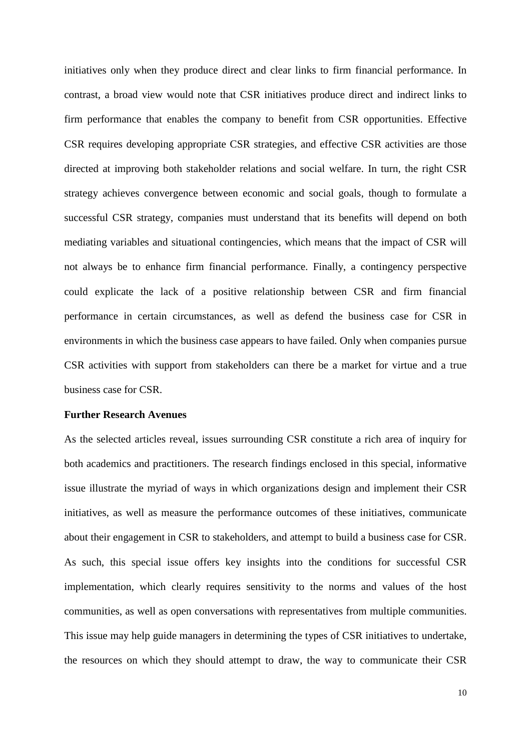initiatives only when they produce direct and clear links to firm financial performance. In contrast, a broad view would note that CSR initiatives produce direct and indirect links to firm performance that enables the company to benefit from CSR opportunities. Effective CSR requires developing appropriate CSR strategies, and effective CSR activities are those directed at improving both stakeholder relations and social welfare. In turn, the right CSR strategy achieves convergence between economic and social goals, though to formulate a successful CSR strategy, companies must understand that its benefits will depend on both mediating variables and situational contingencies, which means that the impact of CSR will not always be to enhance firm financial performance. Finally, a contingency perspective could explicate the lack of a positive relationship between CSR and firm financial performance in certain circumstances, as well as defend the business case for CSR in environments in which the business case appears to have failed. Only when companies pursue CSR activities with support from stakeholders can there be a market for virtue and a true business case for CSR.

**Further Research Avenues**

As the selected articles reveal, issues surrounding CSR constitute a rich area of inquiry for both academics and practitioners. The research findings enclosed in this special, informative issue illustrate the myriad of ways in which organizations design and implement their CSR initiatives, as well as measure the performance outcomes of these initiatives, communicate about their engagement in CSR to stakeholders, and attempt to build a business case for CSR. As such, this special issue offers key insights into the conditions for successful CSR implementation, which clearly requires sensitivity to the norms and values of the host communities, as well as open conversations with representatives from multiple communities. This issue may help guide managers in determining the types of CSR initiatives to undertake, the resources on which they should attempt to draw, the way to communicate their CSR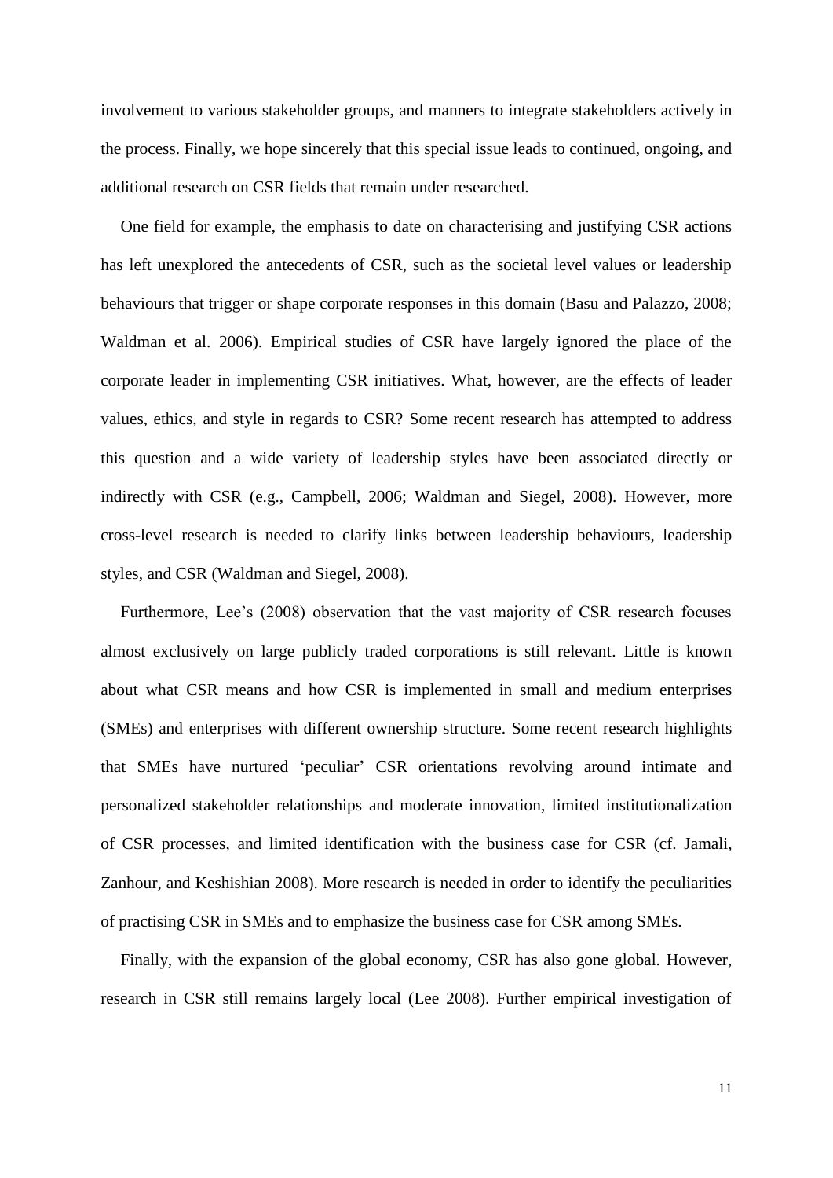involvement to various stakeholder groups, and manners to integrate stakeholders actively in the process. Finally, we hope sincerely that this special issue leads to continued, ongoing, and additional research on CSR fields that remain under researched.

One field for example, the emphasis to date on characterising and justifying CSR actions has left unexplored the antecedents of CSR, such as the societal level values or leadership behaviours that trigger or shape corporate responses in this domain (Basu and Palazzo, 2008; Waldman et al. 2006). Empirical studies of CSR have largely ignored the place of the corporate leader in implementing CSR initiatives. What, however, are the effects of leader values, ethics, and style in regards to CSR? Some recent research has attempted to address this question and a wide variety of leadership styles have been associated directly or indirectly with CSR (e.g., Campbell, 2006; Waldman and Siegel, 2008). However, more cross-level research is needed to clarify links between leadership behaviours, leadership styles, and CSR (Waldman and Siegel, 2008).

Furthermore, Lee's (2008) observation that the vast majority of CSR research focuses almost exclusively on large publicly traded corporations is still relevant. Little is known about what CSR means and how CSR is implemented in small and medium enterprises (SMEs) and enterprises with different ownership structure. Some recent research highlights that SMEs have nurtured 'peculiar' CSR orientations revolving around intimate and personalized stakeholder relationships and moderate innovation, limited institutionalization of CSR processes, and limited identification with the business case for CSR (cf. Jamali, Zanhour, and Keshishian 2008). More research is needed in order to identify the peculiarities of practising CSR in SMEs and to emphasize the business case for CSR among SMEs.

Finally, with the expansion of the global economy, CSR has also gone global. However, research in CSR still remains largely local (Lee 2008). Further empirical investigation of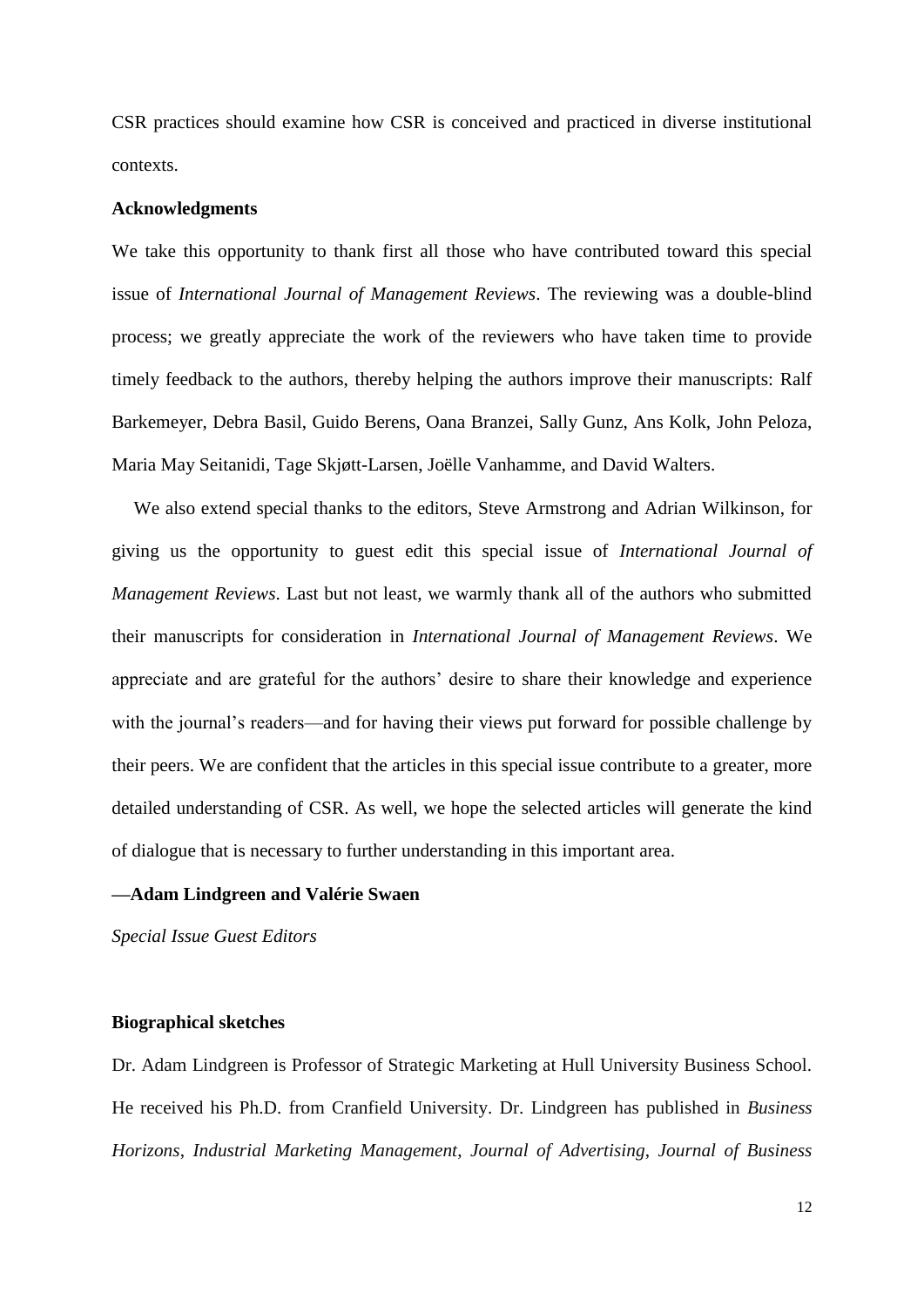CSR practices should examine how CSR is conceived and practiced in diverse institutional contexts.

**Acknowledgments**

We take this opportunity to thank first all those who have contributed toward this special issue of *International Journal of Management Reviews*. The reviewing was a double-blind process; we greatly appreciate the work of the reviewers who have taken time to provide timely feedback to the authors, thereby helping the authors improve their manuscripts: Ralf Barkemeyer, Debra Basil, Guido Berens, Oana Branzei, Sally Gunz, Ans Kolk, John Peloza, Maria May Seitanidi, Tage Skjøtt-Larsen, Joëlle Vanhamme, and David Walters.

We also extend special thanks to the editors, Steve Armstrong and Adrian Wilkinson, for giving us the opportunity to guest edit this special issue of *International Journal of Management Reviews*. Last but not least, we warmly thank all of the authors who submitted their manuscripts for consideration in *International Journal of Management Reviews*. We appreciate and are grateful for the authors' desire to share their knowledge and experience with the journal's readers—and for having their views put forward for possible challenge by their peers. We are confident that the articles in this special issue contribute to a greater, more detailed understanding of CSR. As well, we hope the selected articles will generate the kind of dialogue that is necessary to further understanding in this important area.

**—Adam Lindgreen and Valérie Swaen**

*Special Issue Guest Editors*

**Biographical sketches**

Dr. Adam Lindgreen is Professor of Strategic Marketing at Hull University Business School. He received his Ph.D. from Cranfield University. Dr. Lindgreen has published in *Business Horizons*, *Industrial Marketing Management*, *Journal of Advertising*, *Journal of Business*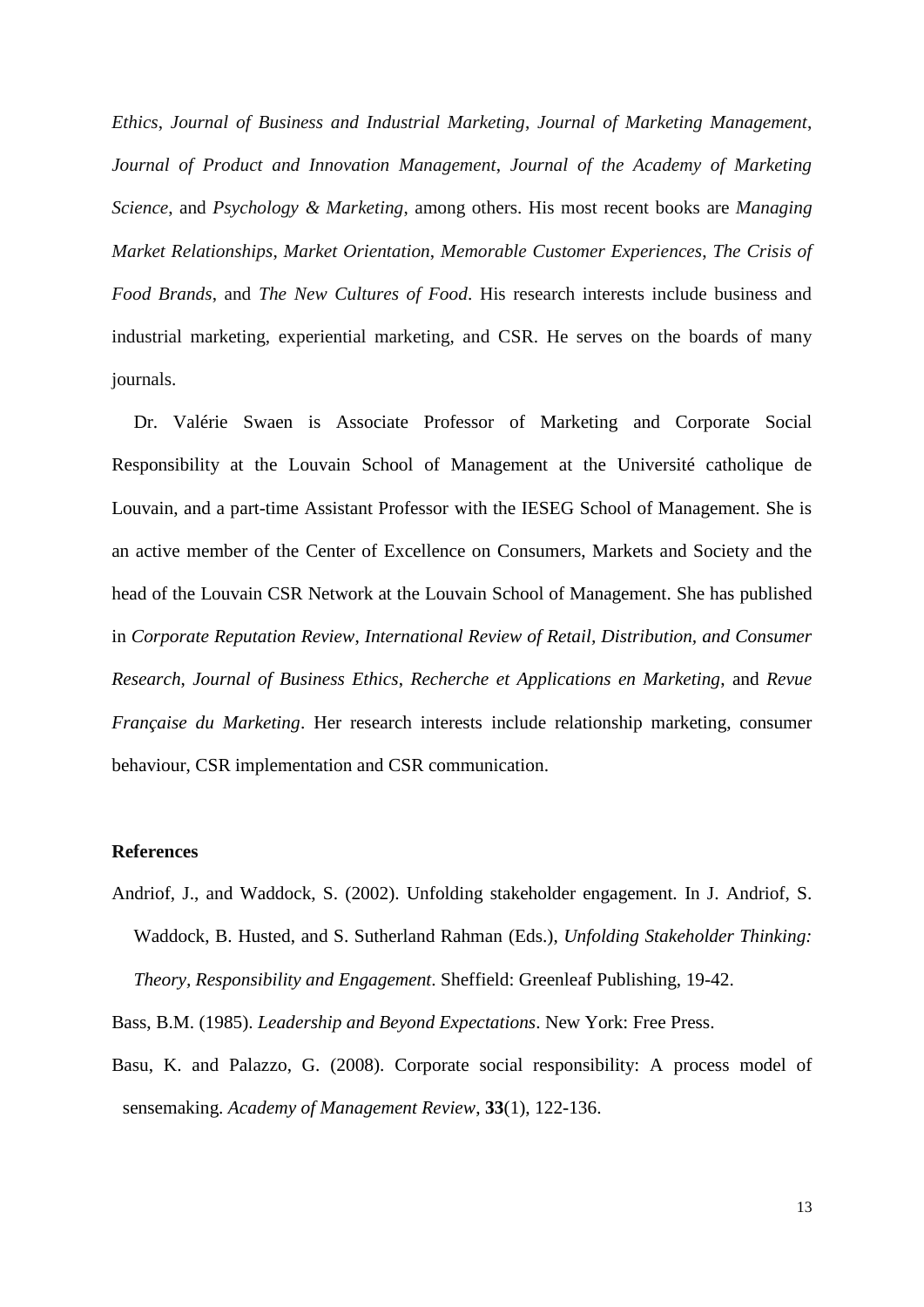*Ethics*, *Journal of Business and Industrial Marketing*, *Journal of Marketing Management*, *Journal of Product and Innovation Management*, *Journal of the Academy of Marketing Science*, and *Psychology & Marketing*, among others. His most recent books are *Managing Market Relationships*, *Market Orientation*, *Memorable Customer Experiences*, *The Crisis of Food Brands*, and *The New Cultures of Food*. His research interests include business and industrial marketing, experiential marketing, and CSR. He serves on the boards of many journals.

Dr. Valérie Swaen is Associate Professor of Marketing and Corporate Social Responsibility at the Louvain School of Management at the Université catholique de Louvain, and a part-time Assistant Professor with the IESEG School of Management. She is an active member of the Center of Excellence on Consumers, Markets and Society and the head of the Louvain CSR Network at the Louvain School of Management. She has published in *Corporate Reputation Review*, *International Review of Retail, Distribution, and Consumer Research*, *Journal of Business Ethics*, *Recherche et Applications en Marketing*, and *Revue Française du Marketing*. Her research interests include relationship marketing, consumer behaviour, CSR implementation and CSR communication.

**References**

Andriof, J., and Waddock, S. (2002). Unfolding stakeholder engagement. In J. Andriof, S. Waddock, B. Husted, and S. Sutherland Rahman (Eds.), *Unfolding Stakeholder Thinking: Theory, Responsibility and Engagement*. Sheffield: Greenleaf Publishing, 19-42.

Bass, B.M. (1985). *Leadership and Beyond Expectations*. New York: Free Press.

Basu, K. and Palazzo, G. (2008). Corporate social responsibility: A process model of sensemaking. *Academy of Management Review*, **33**(1), 122-136.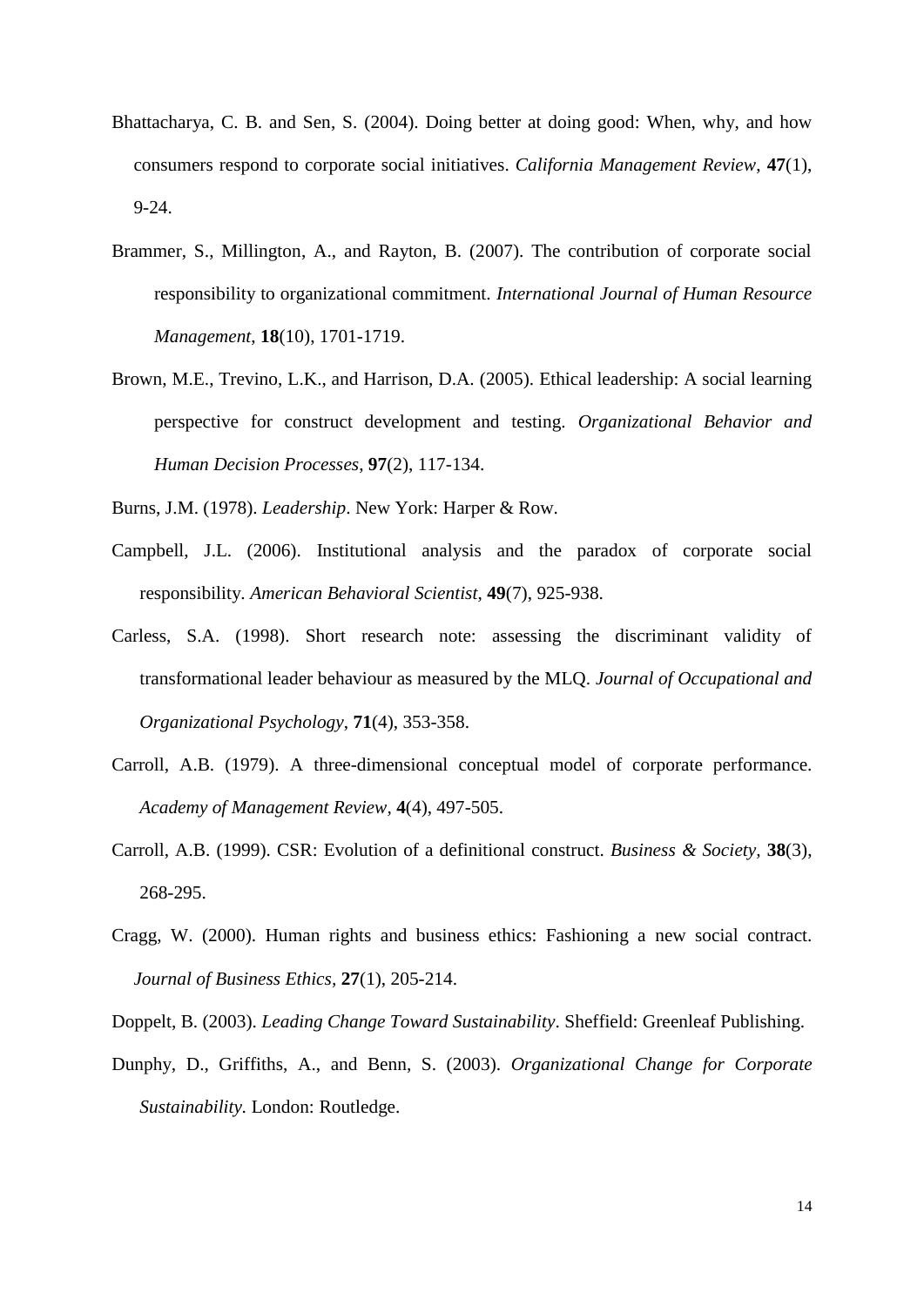Bhattacharya, C. B. and Sen, S. (2004). Doing better at doing good: When, why, and how consumers respond to corporate social initiatives. *California Management Review*, **47**(1), 9-24.

Brammer, S., Millington, A., and Rayton, B. (2007). The contribution of corporate social responsibility to organizational commitment. *International Journal of Human Resource Management*, **18**(10), 1701-1719.

Brown, M.E., Trevino, L.K., and Harrison, D.A. (2005). Ethical leadership: A social learning perspective for construct development and testing. *Organizational Behavior and Human Decision Processes*, **97**(2), 117-134.

Burns, J.M. (1978). *Leadership*. New York: Harper & Row.

Campbell, J.L. (2006). Institutional analysis and the paradox of corporate social responsibility. *American Behavioral Scientist*, **49**(7), 925-938.

Carless, S.A. (1998). Short research note: assessing the discriminant validity of transformational leader behaviour as measured by the MLQ. *Journal of Occupational and Organizational Psychology*, **71**(4), 353-358.

Carroll, A.B. (1979). A three-dimensional conceptual model of corporate performance. *Academy of Management Review*, **4**(4), 497-505.

Carroll, A.B. (1999). CSR: Evolution of a definitional construct. *Business & Society*, **38**(3), 268-295.

Cragg, W. (2000). Human rights and business ethics: Fashioning a new social contract. *Journal of Business Ethics*, **27**(1), 205-214.

Doppelt, B. (2003). *Leading Change Toward Sustainability*. Sheffield: Greenleaf Publishing.

Dunphy, D., Griffiths, A., and Benn, S. (2003). *Organizational Change for Corporate Sustainability.* London: Routledge.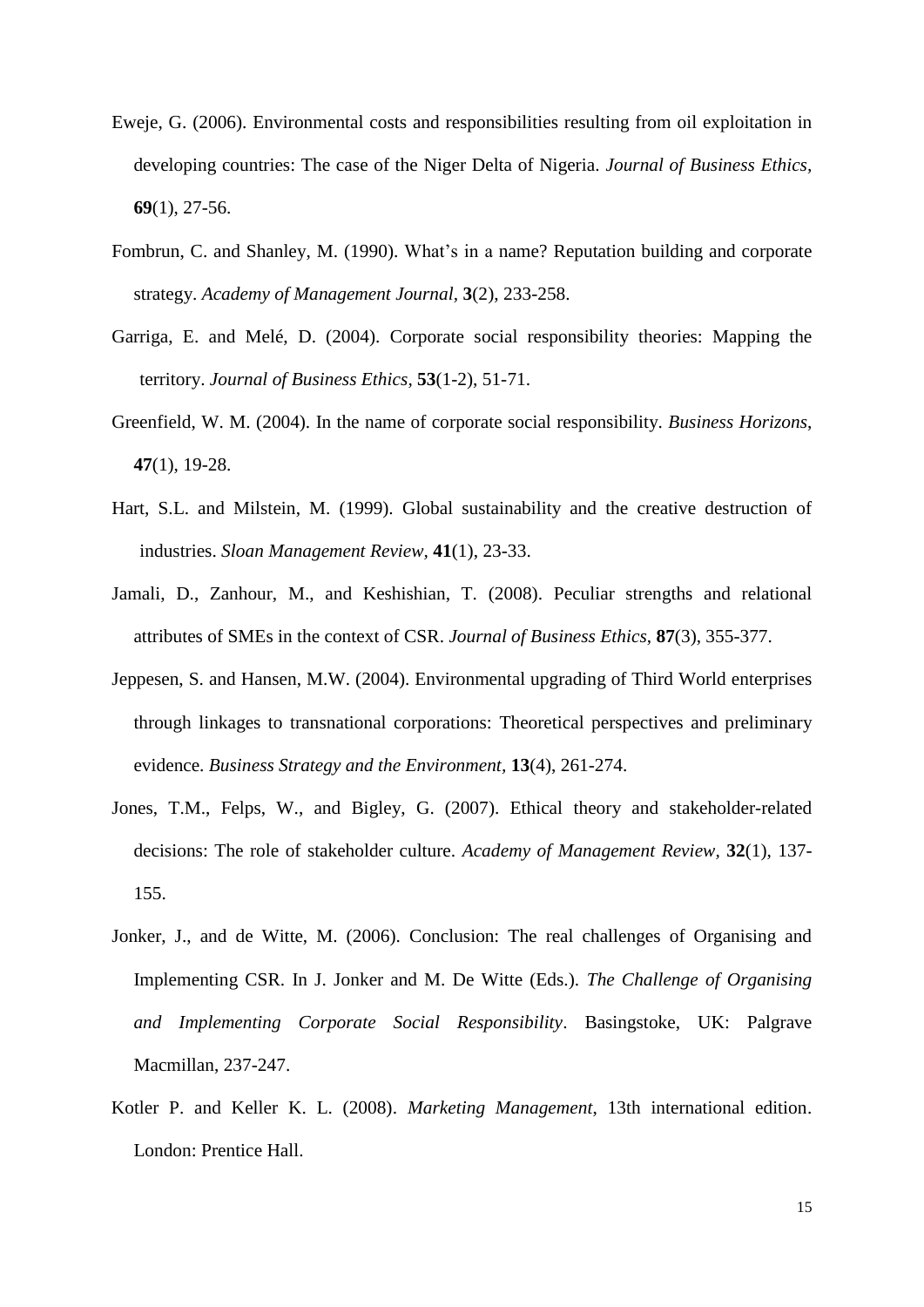Eweje, G. (2006). Environmental costs and responsibilities resulting from oil exploitation in developing countries: The case of the Niger Delta of Nigeria. *Journal of Business Ethics*, **69**(1), 27-56.

Fombrun, C. and Shanley, M. (1990). What's in a name? Reputation building and corporate strategy. *Academy of Management Journal*, **3**(2), 233-258.

Garriga, E. and Melé, D. (2004). Corporate social responsibility theories: Mapping the territory. *Journal of Business Ethics*, **53**(1-2), 51-71.

Greenfield, W. M. (2004). In the name of corporate social responsibility. *Business Horizons*, **47**(1), 19-28.

Hart, S.L. and Milstein, M. (1999). Global sustainability and the creative destruction of industries. *Sloan Management Review*, **41**(1), 23-33.

Jamali, D., Zanhour, M., and Keshishian, T. (2008). Peculiar strengths and relational attributes of SMEs in the context of CSR. *Journal of Business Ethics*, **87**(3), 355-377.

Jeppesen, S. and Hansen, M.W. (2004). Environmental upgrading of Third World enterprises through linkages to transnational corporations: Theoretical perspectives and preliminary evidence. *Business Strategy and the Environment*, **13**(4), 261-274.

Jones, T.M., Felps, W., and Bigley, G. (2007). Ethical theory and stakeholder-related decisions: The role of stakeholder culture. *Academy of Management Review*, **32**(1), 137-155.

Jonker, J., and de Witte, M. (2006). Conclusion: The real challenges of Organising and Implementing CSR. In J. Jonker and M. De Witte (Eds.). *The Challenge of Organising and Implementing Corporate Social Responsibility*. Basingstoke, UK: Palgrave Macmillan, 237-247.

Kotler P. and Keller K. L. (2008). *Marketing Management*, 13th international edition. London: Prentice Hall.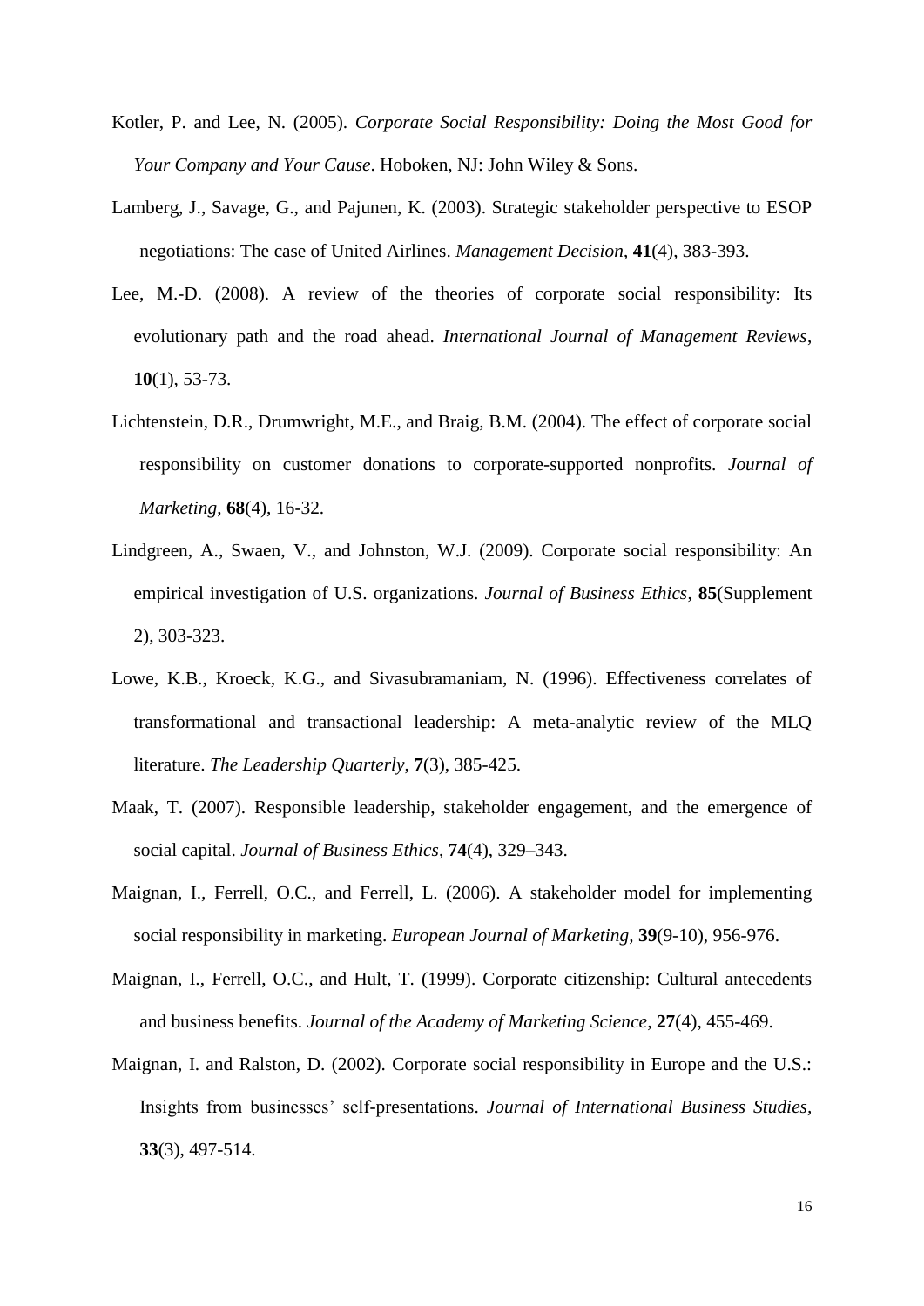Kotler, P. and Lee, N. (2005). *Corporate Social Responsibility: Doing the Most Good for Your Company and Your Cause*. Hoboken, NJ: John Wiley & Sons.

Lamberg, J., Savage, G., and Pajunen, K. (2003). Strategic stakeholder perspective to ESOP negotiations: The case of United Airlines. *Management Decision*, **41**(4), 383-393.

Lee, M.-D. (2008). A review of the theories of corporate social responsibility: Its evolutionary path and the road ahead. *International Journal of Management Reviews*, **10**(1), 53-73.

Lichtenstein, D.R., Drumwright, M.E., and Braig, B.M. (2004). The effect of corporate social responsibility on customer donations to corporate-supported nonprofits. *Journal of Marketing*, **68**(4), 16-32.

Lindgreen, A., Swaen, V., and Johnston, W.J. (2009). Corporate social responsibility: An empirical investigation of U.S. organizations. *Journal of Business Ethics*, **85**(Supplement 2), 303-323.

Lowe, K.B., Kroeck, K.G., and Sivasubramaniam, N. (1996). Effectiveness correlates of transformational and transactional leadership: A meta-analytic review of the MLQ literature. *The Leadership Quarterly*, **7**(3), 385-425.

Maak, T. (2007). Responsible leadership, stakeholder engagement, and the emergence of social capital. *Journal of Business Ethics*, **74**(4), 329–343.

Maignan, I., Ferrell, O.C., and Ferrell, L. (2006). A stakeholder model for implementing social responsibility in marketing. *European Journal of Marketing*, **39**(9-10), 956-976.

Maignan, I., Ferrell, O.C., and Hult, T. (1999). Corporate citizenship: Cultural antecedents and business benefits. *Journal of the Academy of Marketing Science,* **27**(4), 455-469.

Maignan, I. and Ralston, D. (2002). Corporate social responsibility in Europe and the U.S.: Insights from businesses' self-presentations. *Journal of International Business Studies*, **33**(3), 497-514.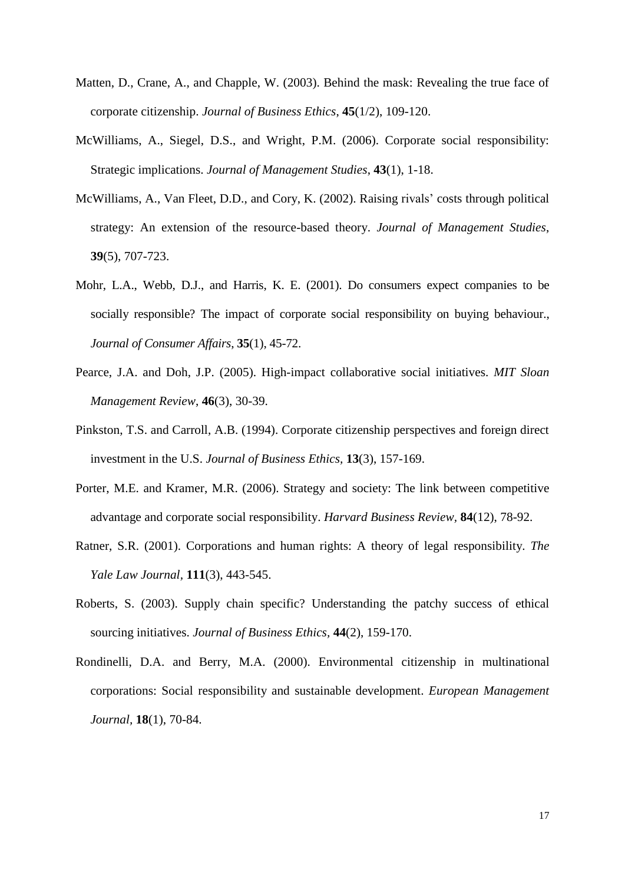Matten, D., Crane, A., and Chapple, W. (2003). Behind the mask: Revealing the true face of corporate citizenship. *Journal of Business Ethics*, **45**(1/2), 109-120.

McWilliams, A., Siegel, D.S., and Wright, P.M. (2006). Corporate social responsibility: Strategic implications. *Journal of Management Studies*, **43**(1), 1-18.

McWilliams, A., Van Fleet, D.D., and Cory, K. (2002). Raising rivals' costs through political strategy: An extension of the resource-based theory. *Journal of Management Studies*, **39**(5), 707-723.

Mohr, L.A., Webb, D.J., and Harris, K. E. (2001). Do consumers expect companies to be socially responsible? The impact of corporate social responsibility on buying behaviour., *Journal of Consumer Affairs*, **35**(1), 45-72.

Pearce, J.A. and Doh, J.P. (2005). High-impact collaborative social initiatives. *MIT Sloan Management Review*, **46**(3), 30-39.

Pinkston, T.S. and Carroll, A.B. (1994). Corporate citizenship perspectives and foreign direct investment in the U.S. *Journal of Business Ethics*, **13**(3), 157-169.

Porter, M.E. and Kramer, M.R. (2006). Strategy and society: The link between competitive advantage and corporate social responsibility. *Harvard Business Review*, **84**(12), 78-92.

Ratner, S.R. (2001). Corporations and human rights: A theory of legal responsibility. *The Yale Law Journal*, **111**(3), 443-545.

Roberts, S. (2003). Supply chain specific? Understanding the patchy success of ethical sourcing initiatives. *Journal of Business Ethics*, **44**(2), 159-170.

Rondinelli, D.A. and Berry, M.A. (2000). Environmental citizenship in multinational corporations: Social responsibility and sustainable development. *European Management Journal*, **18**(1), 70-84.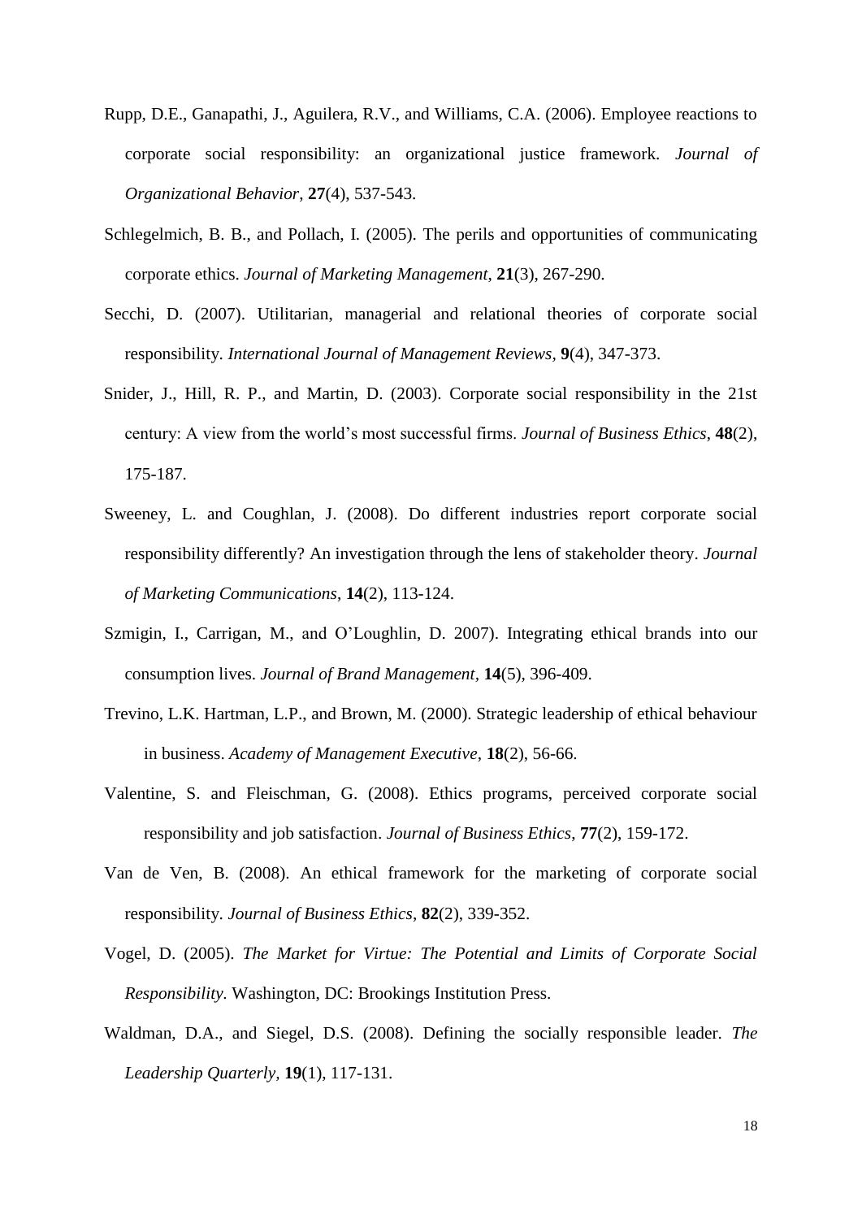Rupp, D.E., Ganapathi, J., Aguilera, R.V., and Williams, C.A. (2006). Employee reactions to corporate social responsibility: an organizational justice framework. *Journal of Organizational Behavior*, **27**(4), 537-543.

Schlegelmich, B. B., and Pollach, I. (2005). The perils and opportunities of communicating corporate ethics. *Journal of Marketing Management*, **21**(3), 267-290.

Secchi, D. (2007). Utilitarian, managerial and relational theories of corporate social responsibility. *International Journal of Management Reviews*, **9**(4), 347-373.

Snider, J., Hill, R. P., and Martin, D. (2003). Corporate social responsibility in the 21st century: A view from the world's most successful firms. *Journal of Business Ethics*, **48**(2), 175-187.

Sweeney, L. and Coughlan, J. (2008). Do different industries report corporate social responsibility differently? An investigation through the lens of stakeholder theory. *Journal of Marketing Communications*, **14**(2), 113-124.

Szmigin, I., Carrigan, M., and O'Loughlin, D. 2007). Integrating ethical brands into our consumption lives. *Journal of Brand Management*, **14**(5), 396-409.

Trevino, L.K. Hartman, L.P., and Brown, M. (2000). Strategic leadership of ethical behaviour in business. *Academy of Management Executive*, **18**(2), 56-66.

Valentine, S. and Fleischman, G. (2008). Ethics programs, perceived corporate social responsibility and job satisfaction. *Journal of Business Ethics*, **77**(2), 159-172.

Van de Ven, B. (2008). An ethical framework for the marketing of corporate social responsibility. *Journal of Business Ethics*, **82**(2), 339-352.

Vogel, D. (2005). *The Market for Virtue: The Potential and Limits of Corporate Social Responsibility*. Washington, DC: Brookings Institution Press.

Waldman, D.A., and Siegel, D.S. (2008). Defining the socially responsible leader. *The Leadership Quarterly*, **19**(1), 117-131.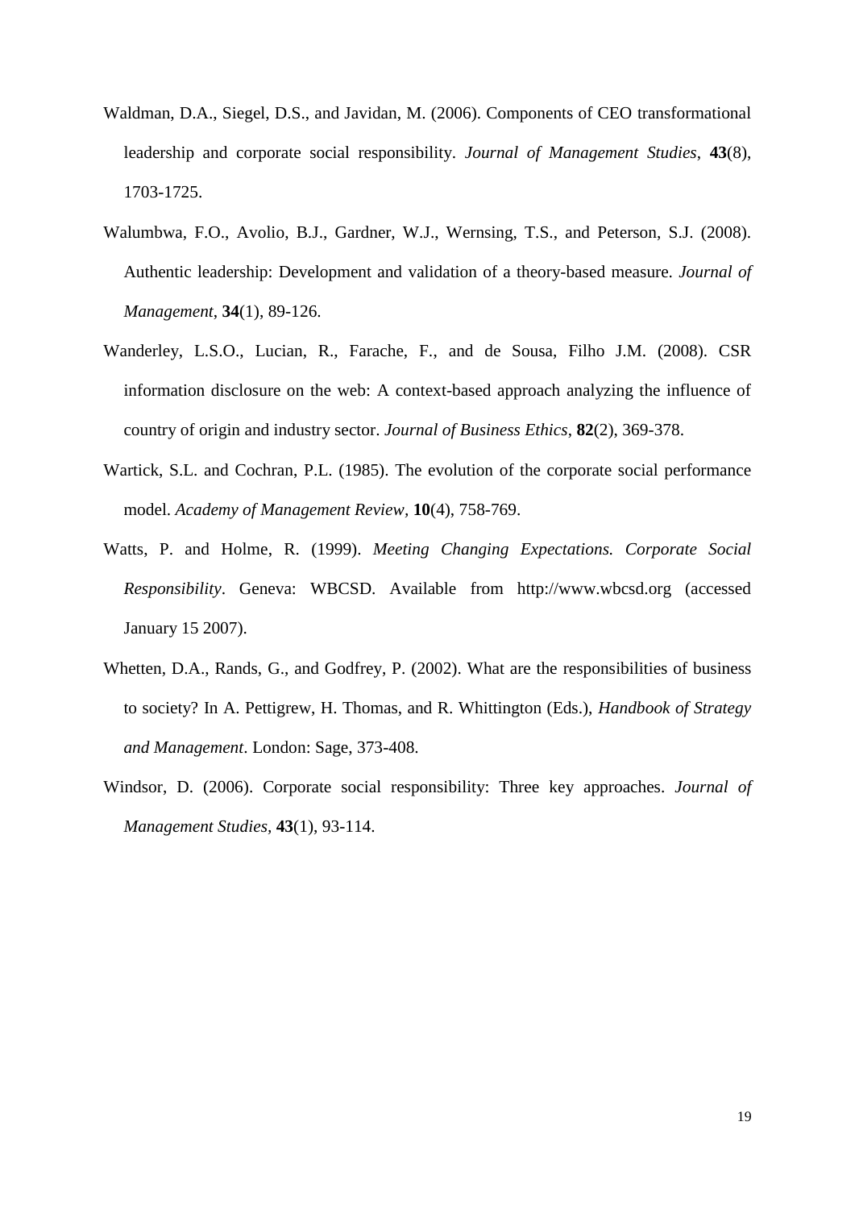Waldman, D.A., Siegel, D.S., and Javidan, M. (2006). Components of CEO transformational leadership and corporate social responsibility. *Journal of Management Studies*, **43**(8), 1703-1725.

Walumbwa, F.O., Avolio, B.J., Gardner, W.J., Wernsing, T.S., and Peterson, S.J. (2008). Authentic leadership: Development and validation of a theory-based measure. *Journal of Management*, **34**(1), 89-126.

Wanderley, L.S.O., Lucian, R., Farache, F., and de Sousa, Filho J.M. (2008). CSR information disclosure on the web: A context-based approach analyzing the influence of country of origin and industry sector. *Journal of Business Ethics*, **82**(2), 369-378.

Wartick, S.L. and Cochran, P.L. (1985). The evolution of the corporate social performance model. *Academy of Management Review*, **10**(4), 758-769.

Watts, P. and Holme, R. (1999). *Meeting Changing Expectations. Corporate Social Responsibility*. Geneva: WBCSD. Available from http://www.wbcsd.org (accessed January 15 2007).

Whetten, D.A., Rands, G., and Godfrey, P. (2002). What are the responsibilities of business to society? In A. Pettigrew, H. Thomas, and R. Whittington (Eds.), *Handbook of Strategy and Management*. London: Sage, 373-408.

Windsor, D. (2006). Corporate social responsibility: Three key approaches. *Journal of Management Studies*, **43**(1), 93-114.